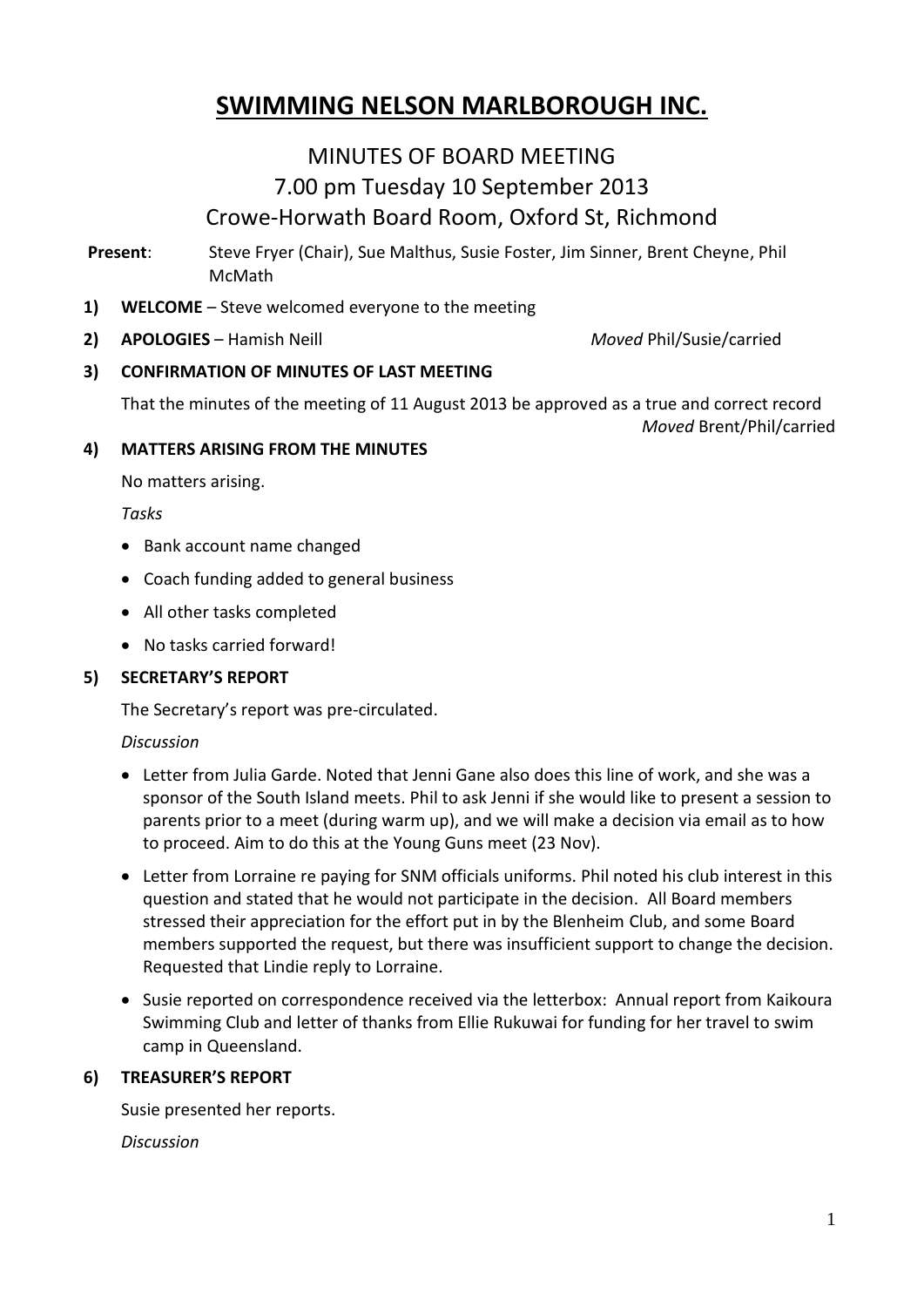# SWIMMING NELSON MARLBOROUGH INC.

## MINUTES OF BOARD MEETING
## 7.00 pm Tuesday 10 September 2013
## Crowe-Horwath Board Room, Oxford St, Richmond

**Present**: Steve Fryer (Chair), Sue Malthus, Susie Foster, Jim Sinner, Brent Cheyne, Phil McMath

1) **WELCOME** – Steve welcomed everyone to the meeting

2) **APOLOGIES** – Hamish Neill *Moved* Phil/Susie/carried

3) **CONFIRMATION OF MINUTES OF LAST MEETING**

   That the minutes of the meeting of 11 August 2013 be approved as a true and correct record *Moved* Brent/Phil/carried

4) **MATTERS ARISING FROM THE MINUTES**

   No matters arising.

   *Tasks*

   - Bank account name changed
   - Coach funding added to general business
   - All other tasks completed
   - No tasks carried forward!

5) **SECRETARY'S REPORT**

   The Secretary's report was pre-circulated.

   *Discussion*

   - Letter from Julia Garde. Noted that Jenni Gane also does this line of work, and she was a sponsor of the South Island meets. Phil to ask Jenni if she would like to present a session to parents prior to a meet (during warm up), and we will make a decision via email as to how to proceed. Aim to do this at the Young Guns meet (23 Nov).
   - Letter from Lorraine re paying for SNM officials uniforms. Phil noted his club interest in this question and stated that he would not participate in the decision. All Board members stressed their appreciation for the effort put in by the Blenheim Club, and some Board members supported the request, but there was insufficient support to change the decision. Requested that Lindie reply to Lorraine.
   - Susie reported on correspondence received via the letterbox: Annual report from Kaikoura Swimming Club and letter of thanks from Ellie Rukuwai for funding for her travel to swim camp in Queensland.

6) **TREASURER'S REPORT**

   Susie presented her reports.

   *Discussion*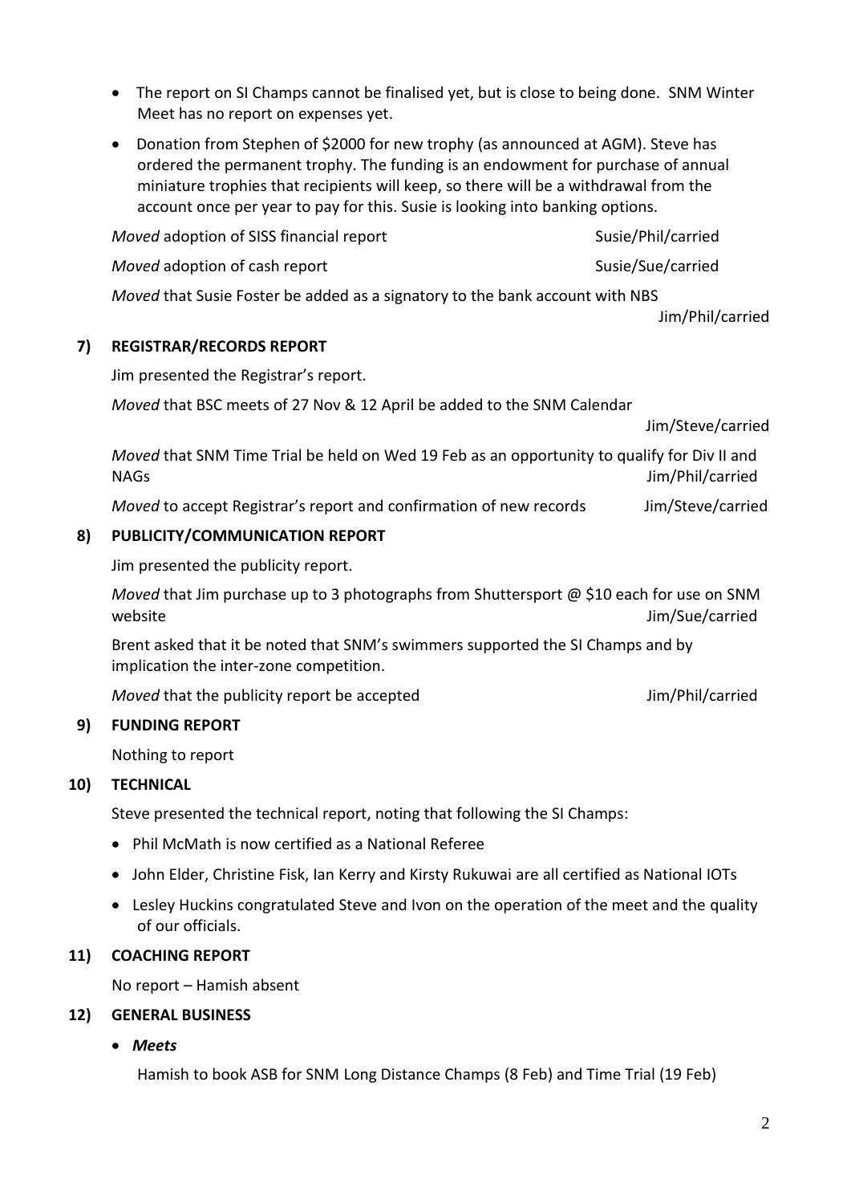- The report on SI Champs cannot be finalised yet, but is close to being done. SNM Winter Meet has no report on expenses yet.
- Donation from Stephen of $2000 for new trophy (as announced at AGM). Steve has ordered the permanent trophy. The funding is an endowment for purchase of annual miniature trophies that recipients will keep, so there will be a withdrawal from the account once per year to pay for this. Susie is looking into banking options.

*Moved* adoption of SISS financial report — Susie/Phil/carried

*Moved* adoption of cash report — Susie/Sue/carried

*Moved* that Susie Foster be added as a signatory to the bank account with NBS — Jim/Phil/carried

**7) REGISTRAR/RECORDS REPORT**

Jim presented the Registrar's report.

*Moved* that BSC meets of 27 Nov & 12 April be added to the SNM Calendar — Jim/Steve/carried

*Moved* that SNM Time Trial be held on Wed 19 Feb as an opportunity to qualify for Div II and NAGs — Jim/Phil/carried

*Moved* to accept Registrar's report and confirmation of new records — Jim/Steve/carried

**8) PUBLICITY/COMMUNICATION REPORT**

Jim presented the publicity report.

*Moved* that Jim purchase up to 3 photographs from Shuttersport @ $10 each for use on SNM website — Jim/Sue/carried

Brent asked that it be noted that SNM's swimmers supported the SI Champs and by implication the inter-zone competition.

*Moved* that the publicity report be accepted — Jim/Phil/carried

**9) FUNDING REPORT**

Nothing to report

**10) TECHNICAL**

Steve presented the technical report, noting that following the SI Champs:

- Phil McMath is now certified as a National Referee
- John Elder, Christine Fisk, Ian Kerry and Kirsty Rukuwai are all certified as National IOTs
- Lesley Huckins congratulated Steve and Ivon on the operation of the meet and the quality of our officials.

**11) COACHING REPORT**

No report – Hamish absent

**12) GENERAL BUSINESS**

- ***Meets***

  Hamish to book ASB for SNM Long Distance Champs (8 Feb) and Time Trial (19 Feb)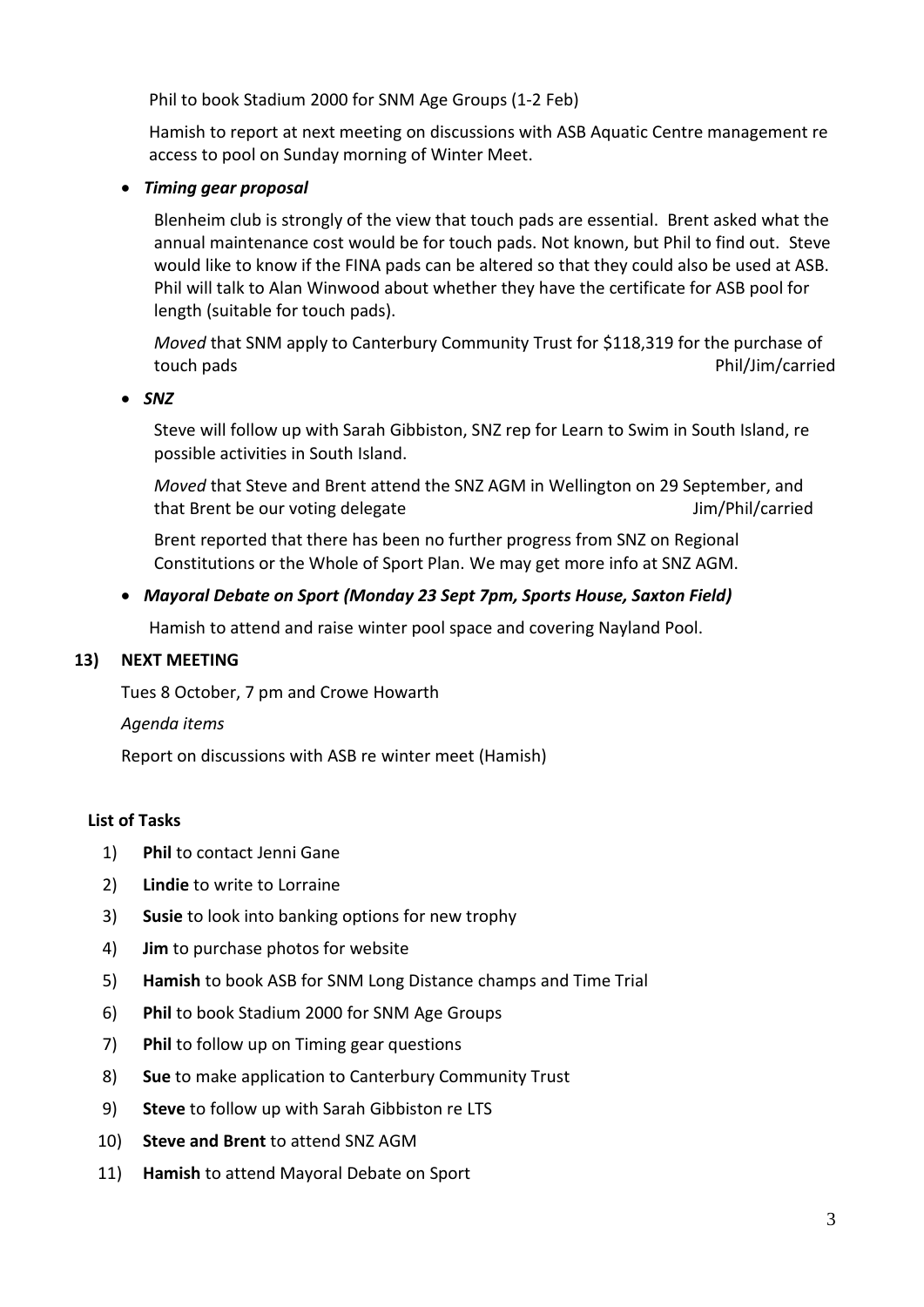Phil to book Stadium 2000 for SNM Age Groups (1-2 Feb)

Hamish to report at next meeting on discussions with ASB Aquatic Centre management re access to pool on Sunday morning of Winter Meet.

- ***Timing gear proposal***

  Blenheim club is strongly of the view that touch pads are essential. Brent asked what the annual maintenance cost would be for touch pads. Not known, but Phil to find out. Steve would like to know if the FINA pads can be altered so that they could also be used at ASB. Phil will talk to Alan Winwood about whether they have the certificate for ASB pool for length (suitable for touch pads).

  *Moved* that SNM apply to Canterbury Community Trust for $118,319 for the purchase of touch pads Phil/Jim/carried

- ***SNZ***

  Steve will follow up with Sarah Gibbiston, SNZ rep for Learn to Swim in South Island, re possible activities in South Island.

  *Moved* that Steve and Brent attend the SNZ AGM in Wellington on 29 September, and that Brent be our voting delegate Jim/Phil/carried

  Brent reported that there has been no further progress from SNZ on Regional Constitutions or the Whole of Sport Plan. We may get more info at SNZ AGM.

- ***Mayoral Debate on Sport (Monday 23 Sept 7pm, Sports House, Saxton Field)***

  Hamish to attend and raise winter pool space and covering Nayland Pool.

## 13) NEXT MEETING

Tues 8 October, 7 pm and Crowe Howarth

*Agenda items*

Report on discussions with ASB re winter meet (Hamish)

### List of Tasks

1) **Phil** to contact Jenni Gane
2) **Lindie** to write to Lorraine
3) **Susie** to look into banking options for new trophy
4) **Jim** to purchase photos for website
5) **Hamish** to book ASB for SNM Long Distance champs and Time Trial
6) **Phil** to book Stadium 2000 for SNM Age Groups
7) **Phil** to follow up on Timing gear questions
8) **Sue** to make application to Canterbury Community Trust
9) **Steve** to follow up with Sarah Gibbiston re LTS
10) **Steve and Brent** to attend SNZ AGM
11) **Hamish** to attend Mayoral Debate on Sport